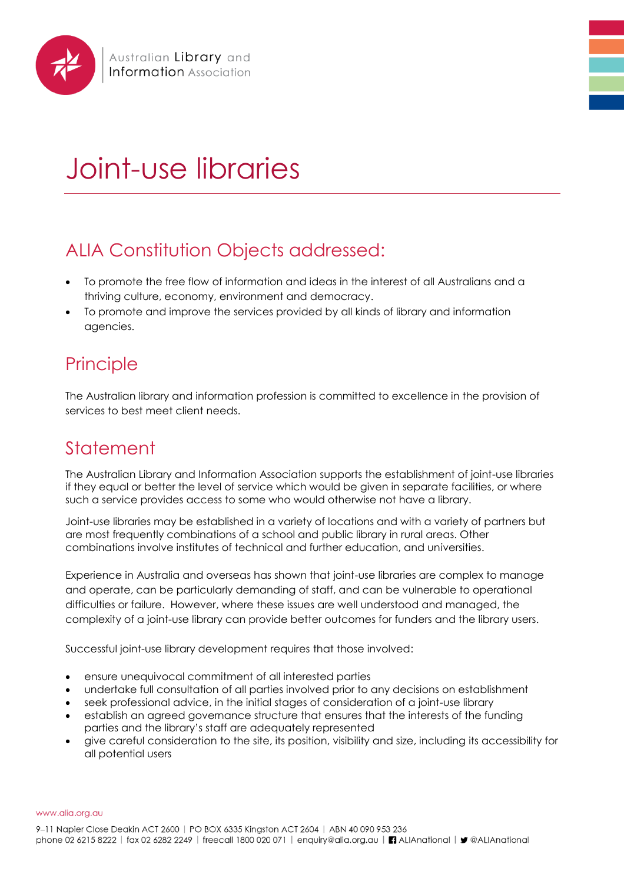# Joint-use libraries

## ALIA Constitution Objects addressed:

- To promote the free flow of information and ideas in the interest of all Australians and a thriving culture, economy, environment and democracy.
- To promote and improve the services provided by all kinds of library and information agencies.

## Principle

The Australian library and information profession is committed to excellence in the provision of services to best meet client needs.

## Statement

The Australian Library and Information Association supports the establishment of joint-use libraries if they equal or better the level of service which would be given in separate facilities, or where such a service provides access to some who would otherwise not have a library.

Joint-use libraries may be established in a variety of locations and with a variety of partners but are most frequently combinations of a school and public library in rural areas. Other combinations involve institutes of technical and further education, and universities.

Experience in Australia and overseas has shown that joint-use libraries are complex to manage and operate, can be particularly demanding of staff, and can be vulnerable to operational difficulties or failure. However, where these issues are well understood and managed, the complexity of a joint-use library can provide better outcomes for funders and the library users.

Successful joint-use library development requires that those involved:

- ensure unequivocal commitment of all interested parties
- undertake full consultation of all parties involved prior to any decisions on establishment
- seek professional advice, in the initial stages of consideration of a joint-use library
- establish an agreed governance structure that ensures that the interests of the funding parties and the library's staff are adequately represented
- give careful consideration to the site, its position, visibility and size, including its accessibility for all potential users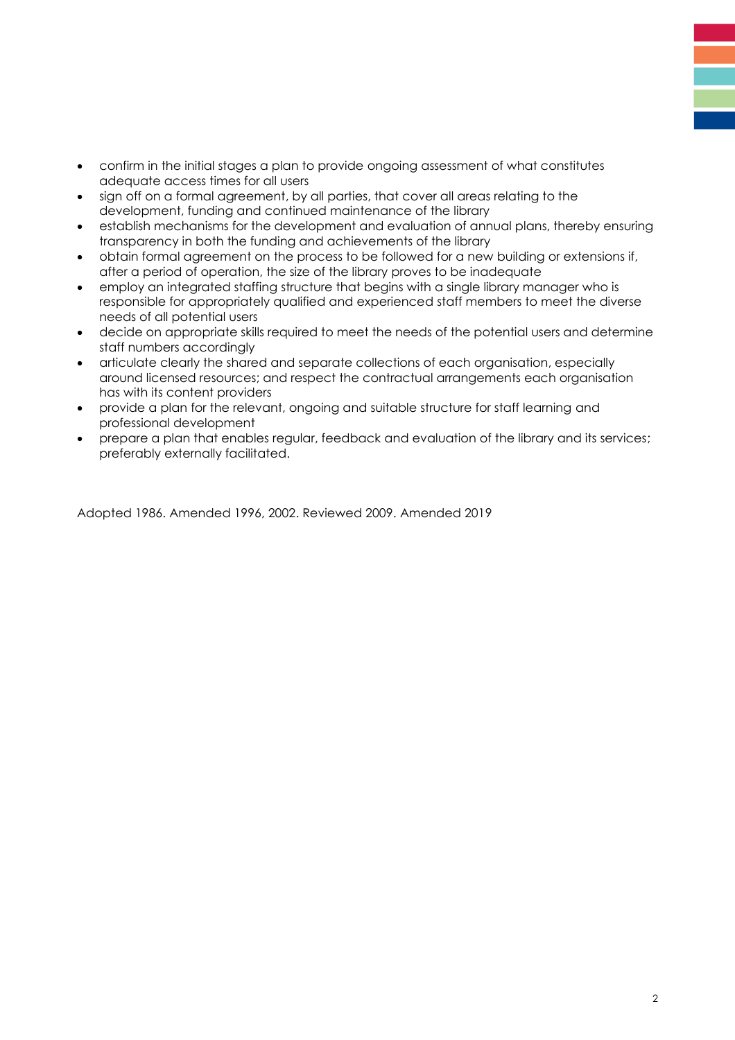- confirm in the initial stages a plan to provide ongoing assessment of what constitutes adequate access times for all users
- sign off on a formal agreement, by all parties, that cover all areas relating to the development, funding and continued maintenance of the library
- establish mechanisms for the development and evaluation of annual plans, thereby ensuring transparency in both the funding and achievements of the library
- obtain formal agreement on the process to be followed for a new building or extensions if, after a period of operation, the size of the library proves to be inadequate
- employ an integrated staffing structure that begins with a single library manager who is responsible for appropriately qualified and experienced staff members to meet the diverse needs of all potential users
- decide on appropriate skills required to meet the needs of the potential users and determine staff numbers accordingly
- articulate clearly the shared and separate collections of each organisation, especially around licensed resources; and respect the contractual arrangements each organisation has with its content providers
- provide a plan for the relevant, ongoing and suitable structure for staff learning and professional development
- prepare a plan that enables regular, feedback and evaluation of the library and its services; preferably externally facilitated.

Adopted 1986. Amended 1996, 2002. Reviewed 2009. Amended 2019